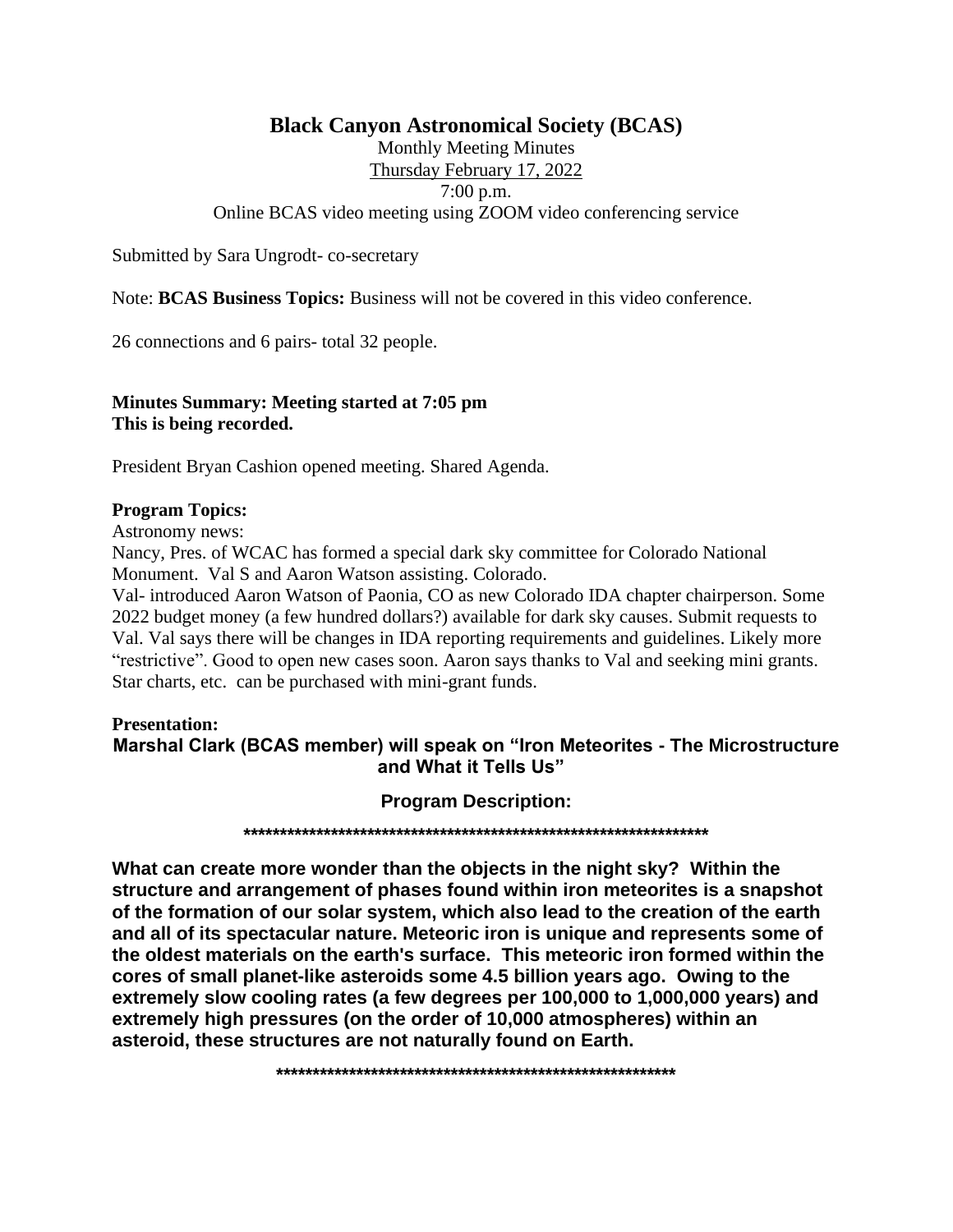# Black Canyon Astronomical Society (BCAS)

Monthly Meeting Minutes

Thursday February 17, 2022

7:00 p.m.

Online BCAS video meeting using ZOOM video conferencing service

Submitted by Sara Ungrodt- co-secretary

Note: **BCAS Business Topics:** Business will not be covered in this video conference.

26 connections and 6 pairs- total 32 people.

**Minutes Summary: Meeting started at 7:05 pm**
**This is being recorded.**

President Bryan Cashion opened meeting. Shared Agenda.

**Program Topics:**

Astronomy news:

Nancy, Pres. of WCAC has formed a special dark sky committee for Colorado National Monument. Val S and Aaron Watson assisting. Colorado.

Val- introduced Aaron Watson of Paonia, CO as new Colorado IDA chapter chairperson. Some 2022 budget money (a few hundred dollars?) available for dark sky causes. Submit requests to Val. Val says there will be changes in IDA reporting requirements and guidelines. Likely more "restrictive". Good to open new cases soon. Aaron says thanks to Val and seeking mini grants. Star charts, etc. can be purchased with mini-grant funds.

**Presentation:**

**Marshal Clark (BCAS member) will speak on "Iron Meteorites - The Microstructure and What it Tells Us"**

**Program Description:**

**********************************************************************

**What can create more wonder than the objects in the night sky? Within the structure and arrangement of phases found within iron meteorites is a snapshot of the formation of our solar system, which also lead to the creation of the earth and all of its spectacular nature. Meteoric iron is unique and represents some of the oldest materials on the earth's surface. This meteoric iron formed within the cores of small planet-like asteroids some 4.5 billion years ago. Owing to the extremely slow cooling rates (a few degrees per 100,000 to 1,000,000 years) and extremely high pressures (on the order of 10,000 atmospheres) within an asteroid, these structures are not naturally found on Earth.**

************************************************************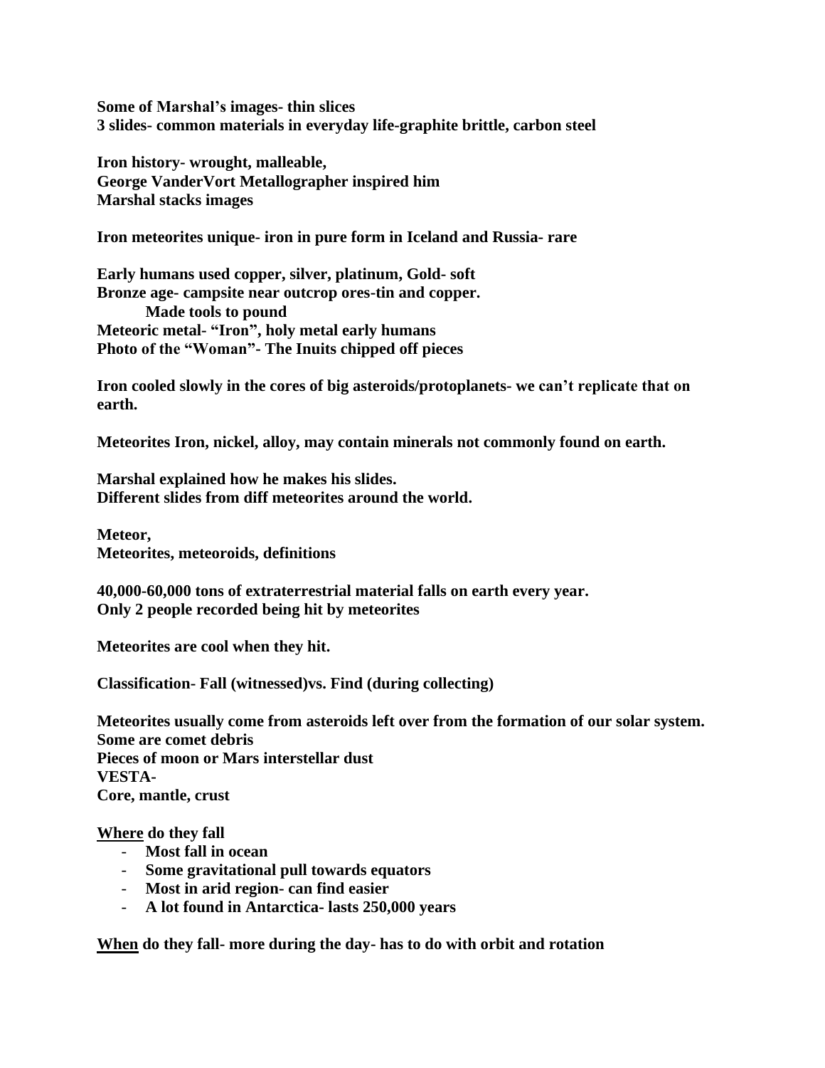**Some of Marshal's images- thin slices**
**3 slides- common materials in everyday life-graphite brittle, carbon steel**

**Iron history- wrought, malleable,**
**George VanderVort Metallographer inspired him**
**Marshal stacks images**

**Iron meteorites unique- iron in pure form in Iceland and Russia- rare**

**Early humans used copper, silver, platinum, Gold- soft**
**Bronze age- campsite near outcrop ores-tin and copper.**
    **Made tools to pound**
**Meteoric metal- "Iron", holy metal early humans**
**Photo of the "Woman"- The Inuits chipped off pieces**

**Iron cooled slowly in the cores of big asteroids/protoplanets- we can't replicate that on earth.**

**Meteorites Iron, nickel, alloy, may contain minerals not commonly found on earth.**

**Marshal explained how he makes his slides.**
**Different slides from diff meteorites around the world.**

**Meteor,**
**Meteorites, meteoroids, definitions**

**40,000-60,000 tons of extraterrestrial material falls on earth every year.**
**Only 2 people recorded being hit by meteorites**

**Meteorites are cool when they hit.**

**Classification- Fall (witnessed)vs. Find (during collecting)**

**Meteorites usually come from asteroids left over from the formation of our solar system.**
**Some are comet debris**
**Pieces of moon or Mars interstellar dust**
**VESTA-**
**Core, mantle, crust**

**<u>Where</u> do they fall**

- **Most fall in ocean**
- **Some gravitational pull towards equators**
- **Most in arid region- can find easier**
- **A lot found in Antarctica- lasts 250,000 years**

**<u>When</u> do they fall- more during the day- has to do with orbit and rotation**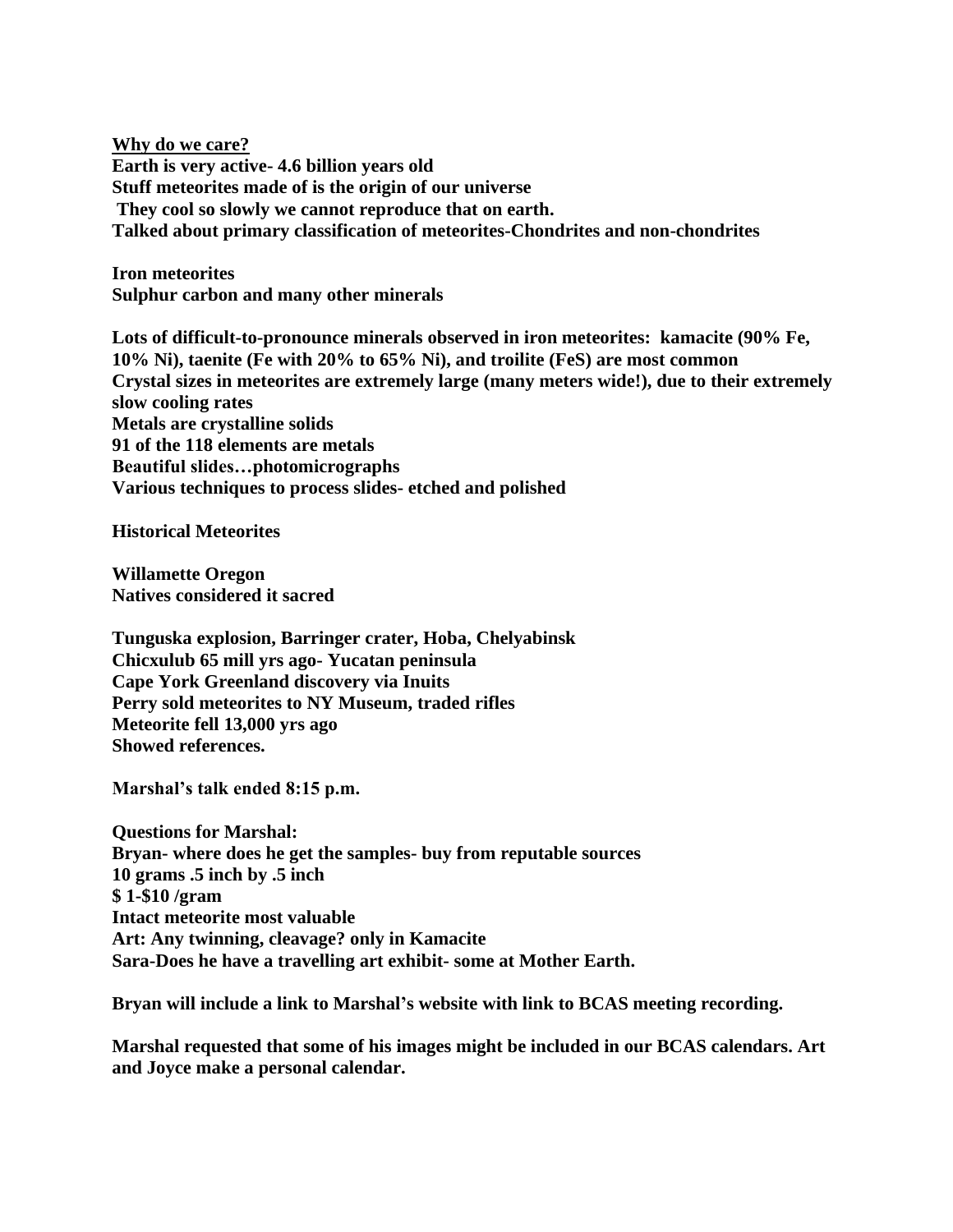**Why do we care?**

**Earth is very active- 4.6 billion years old**
**Stuff meteorites made of is the origin of our universe**
**They cool so slowly we cannot reproduce that on earth.**
**Talked about primary classification of meteorites-Chondrites and non-chondrites**

**Iron meteorites**
**Sulphur carbon and many other minerals**

**Lots of difficult-to-pronounce minerals observed in iron meteorites: kamacite (90% Fe, 10% Ni), taenite (Fe with 20% to 65% Ni), and troilite (FeS) are most common**
**Crystal sizes in meteorites are extremely large (many meters wide!), due to their extremely slow cooling rates**
**Metals are crystalline solids**
**91 of the 118 elements are metals**
**Beautiful slides…photomicrographs**
**Various techniques to process slides- etched and polished**

**Historical Meteorites**

**Willamette Oregon**
**Natives considered it sacred**

**Tunguska explosion, Barringer crater, Hoba, Chelyabinsk**
**Chicxulub 65 mill yrs ago- Yucatan peninsula**
**Cape York Greenland discovery via Inuits**
**Perry sold meteorites to NY Museum, traded rifles**
**Meteorite fell 13,000 yrs ago**
**Showed references.**

**Marshal's talk ended 8:15 p.m.**

**Questions for Marshal:**
**Bryan- where does he get the samples- buy from reputable sources**
**10 grams .5 inch by .5 inch**
**$ 1-$10 /gram**
**Intact meteorite most valuable**
**Art: Any twinning, cleavage? only in Kamacite**
**Sara-Does he have a travelling art exhibit- some at Mother Earth.**

**Bryan will include a link to Marshal's website with link to BCAS meeting recording.**

**Marshal requested that some of his images might be included in our BCAS calendars. Art and Joyce make a personal calendar.**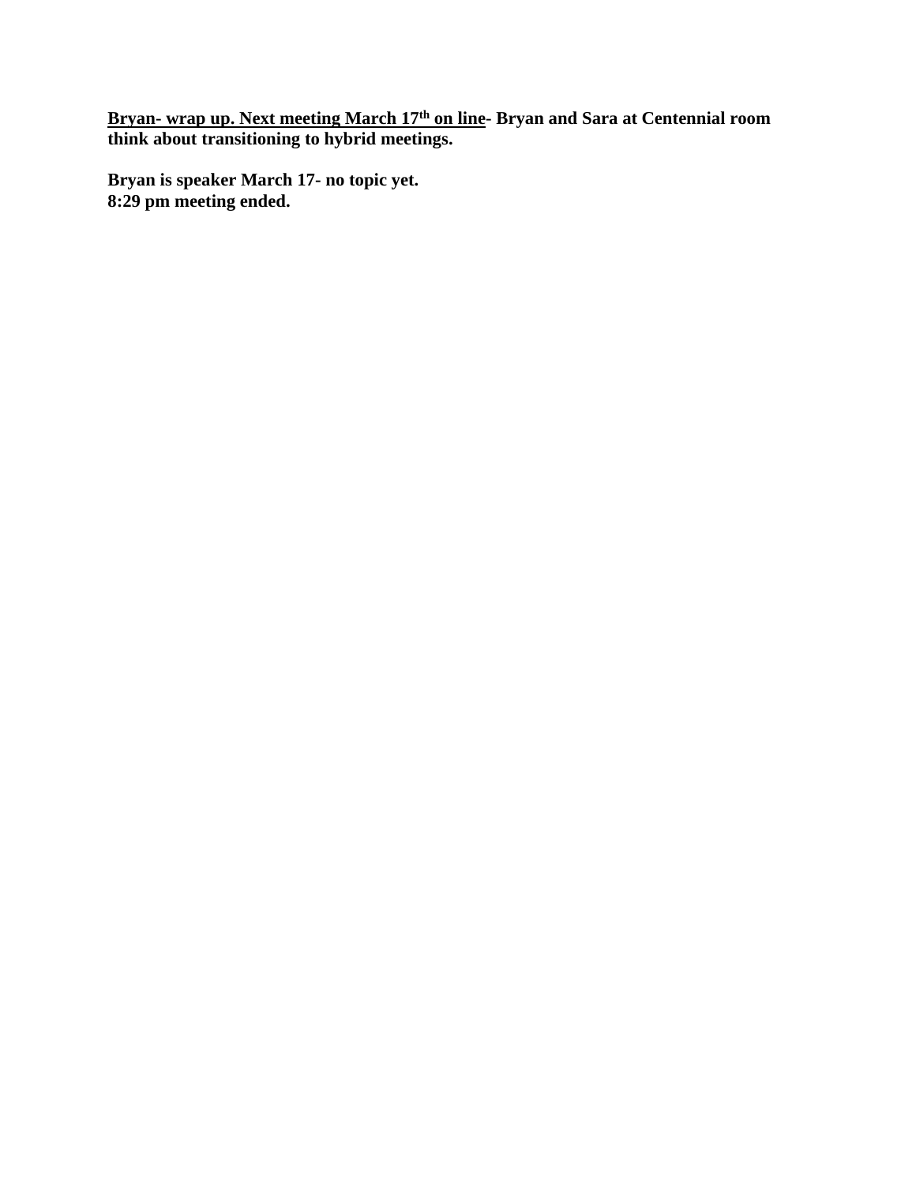**<u>Bryan- wrap up. Next meeting March 17th on line</u>- Bryan and Sara at Centennial room think about transitioning to hybrid meetings.**

**Bryan is speaker March 17- no topic yet.**
**8:29 pm meeting ended.**